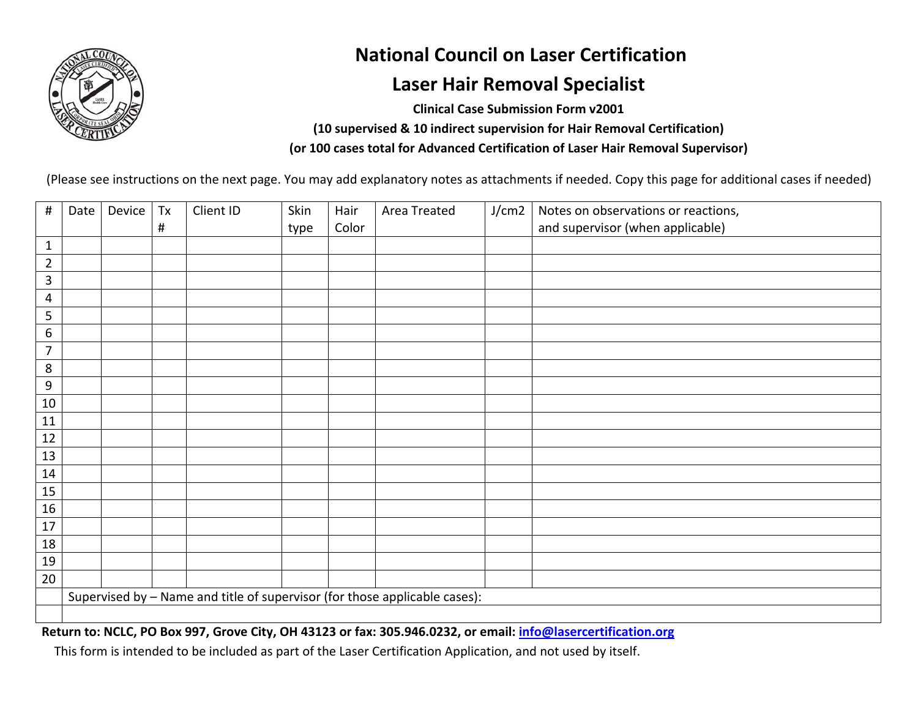# National Council on Laser Certification

## Laser Hair Removal Specialist

**Clinical Case Submission Form v2001**

**(10 supervised & 10 indirect supervision for Hair Removal Certification)**

**(or 100 cases total for Advanced Certification of Laser Hair Removal Supervisor)**

(Please see instructions on the next page. You may add explanatory notes as attachments if needed. Copy this page for additional cases if needed)

| # | Date | Device | Tx # | Client ID | Skin type | Hair Color | Area Treated | J/cm2 | Notes on observations or reactions, and supervisor (when applicable) |
|---|---|---|---|---|---|---|---|---|---|
| 1 | | | | | | | | | |
| 2 | | | | | | | | | |
| 3 | | | | | | | | | |
| 4 | | | | | | | | | |
| 5 | | | | | | | | | |
| 6 | | | | | | | | | |
| 7 | | | | | | | | | |
| 8 | | | | | | | | | |
| 9 | | | | | | | | | |
| 10 | | | | | | | | | |
| 11 | | | | | | | | | |
| 12 | | | | | | | | | |
| 13 | | | | | | | | | |
| 14 | | | | | | | | | |
| 15 | | | | | | | | | |
| 16 | | | | | | | | | |
| 17 | | | | | | | | | |
| 18 | | | | | | | | | |
| 19 | | | | | | | | | |
| 20 | | | | | | | | | |
| | Supervised by – Name and title of supervisor (for those applicable cases): | | | | | | | | |
| | | | | | | | | | |

**Return to: NCLC, PO Box 997, Grove City, OH 43123 or fax: 305.946.0232, or email: info@lasercertification.org**

This form is intended to be included as part of the Laser Certification Application, and not used by itself.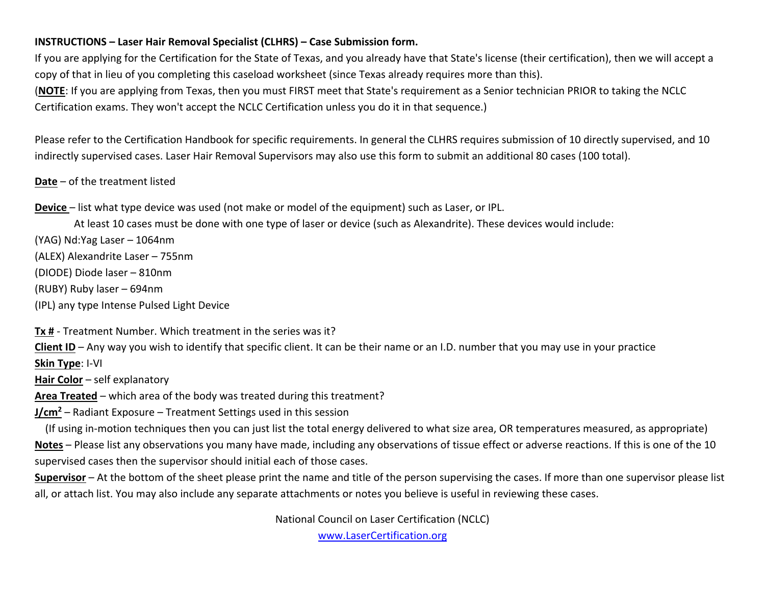**INSTRUCTIONS – Laser Hair Removal Specialist (CLHRS) – Case Submission form.**

If you are applying for the Certification for the State of Texas, and you already have that State's license (their certification), then we will accept a copy of that in lieu of you completing this caseload worksheet (since Texas already requires more than this).

(**NOTE**: If you are applying from Texas, then you must FIRST meet that State's requirement as a Senior technician PRIOR to taking the NCLC Certification exams. They won't accept the NCLC Certification unless you do it in that sequence.)

Please refer to the Certification Handbook for specific requirements. In general the CLHRS requires submission of 10 directly supervised, and 10 indirectly supervised cases. Laser Hair Removal Supervisors may also use this form to submit an additional 80 cases (100 total).

**Date** – of the treatment listed

**Device** – list what type device was used (not make or model of the equipment) such as Laser, or IPL.

At least 10 cases must be done with one type of laser or device (such as Alexandrite). These devices would include:

(YAG) Nd:Yag Laser – 1064nm

(ALEX) Alexandrite Laser – 755nm

(DIODE) Diode laser – 810nm

(RUBY) Ruby laser – 694nm

(IPL) any type Intense Pulsed Light Device

**Tx #** - Treatment Number. Which treatment in the series was it?

**Client ID** – Any way you wish to identify that specific client. It can be their name or an I.D. number that you may use in your practice

**Skin Type**: I-VI

**Hair Color** – self explanatory

**Area Treated** – which area of the body was treated during this treatment?

**J/cm$^2$** – Radiant Exposure – Treatment Settings used in this session

(If using in-motion techniques then you can just list the total energy delivered to what size area, OR temperatures measured, as appropriate)

**Notes** – Please list any observations you many have made, including any observations of tissue effect or adverse reactions. If this is one of the 10 supervised cases then the supervisor should initial each of those cases.

**Supervisor** – At the bottom of the sheet please print the name and title of the person supervising the cases. If more than one supervisor please list all, or attach list. You may also include any separate attachments or notes you believe is useful in reviewing these cases.

National Council on Laser Certification (NCLC)

www.LaserCertification.org